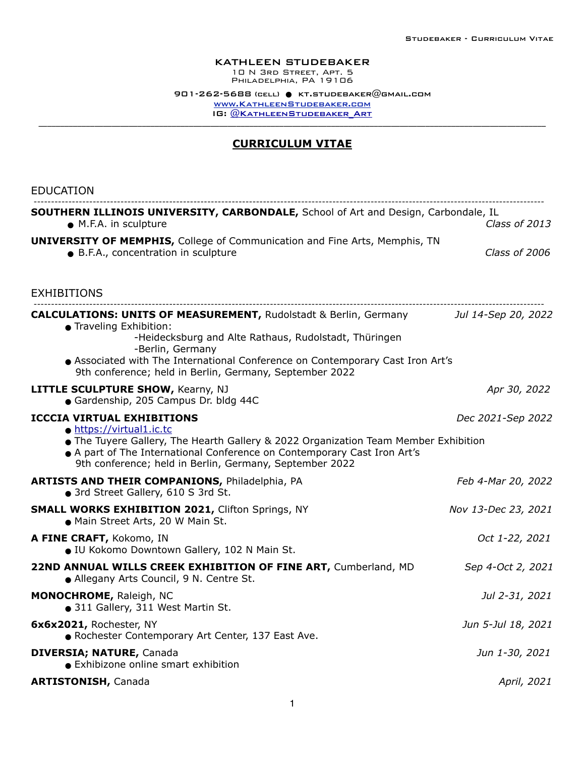**KATHLEEN STUDEBAKER**
10 N 3rd Street, Apt. 5
Philadelphia, PA 19106

901-262-5688 (cell) ● kt.studebaker@gmail.com
[www.KathleenStudebaker.com](http://www.KathleenStudebaker.com)
IG: [@KathleenStudebaker_Art](https://instagram.com/KathleenStudebaker_Art)

---

# CURRICULUM VITAE

## EDUCATION

**SOUTHERN ILLINOIS UNIVERSITY, CARBONDALE,** School of Art and Design, Carbondale, IL
- M.F.A. in sculpture — *Class of 2013*

**UNIVERSITY OF MEMPHIS,** College of Communication and Fine Arts, Memphis, TN
- B.F.A., concentration in sculpture — *Class of 2006*

## EXHIBITIONS

**CALCULATIONS: UNITS OF MEASUREMENT,** Rudolstadt & Berlin, Germany — *Jul 14-Sep 20, 2022*
- Traveling Exhibition:
  - -Heidecksburg and Alte Rathaus, Rudolstadt, Thüringen
  - -Berlin, Germany
- Associated with The International Conference on Contemporary Cast Iron Art's 9th conference; held in Berlin, Germany, September 2022

**LITTLE SCULPTURE SHOW,** Kearny, NJ — *Apr 30, 2022*
- Gardenship, 205 Campus Dr. bldg 44C

**ICCCIA VIRTUAL EXHIBITIONS** — *Dec 2021-Sep 2022*
- [https://virtual1.ic.tc](https://virtual1.ic.tc)
- The Tuyere Gallery, The Hearth Gallery & 2022 Organization Team Member Exhibition
- A part of The International Conference on Contemporary Cast Iron Art's 9th conference; held in Berlin, Germany, September 2022

**ARTISTS AND THEIR COMPANIONS,** Philadelphia, PA — *Feb 4-Mar 20, 2022*
- 3rd Street Gallery, 610 S 3rd St.

**SMALL WORKS EXHIBITION 2021,** Clifton Springs, NY — *Nov 13-Dec 23, 2021*
- Main Street Arts, 20 W Main St.

**A FINE CRAFT,** Kokomo, IN — *Oct 1-22, 2021*
- IU Kokomo Downtown Gallery, 102 N Main St.

**22ND ANNUAL WILLS CREEK EXHIBITION OF FINE ART,** Cumberland, MD — *Sep 4-Oct 2, 2021*
- Allegany Arts Council, 9 N. Centre St.

**MONOCHROME,** Raleigh, NC — *Jul 2-31, 2021*
- 311 Gallery, 311 West Martin St.

**6x6x2021,** Rochester, NY — *Jun 5-Jul 18, 2021*
- Rochester Contemporary Art Center, 137 East Ave.

**DIVERSIA; NATURE,** Canada — *Jun 1-30, 2021*
- Exhibizone online smart exhibition

**ARTISTONISH,** Canada — *April, 2021*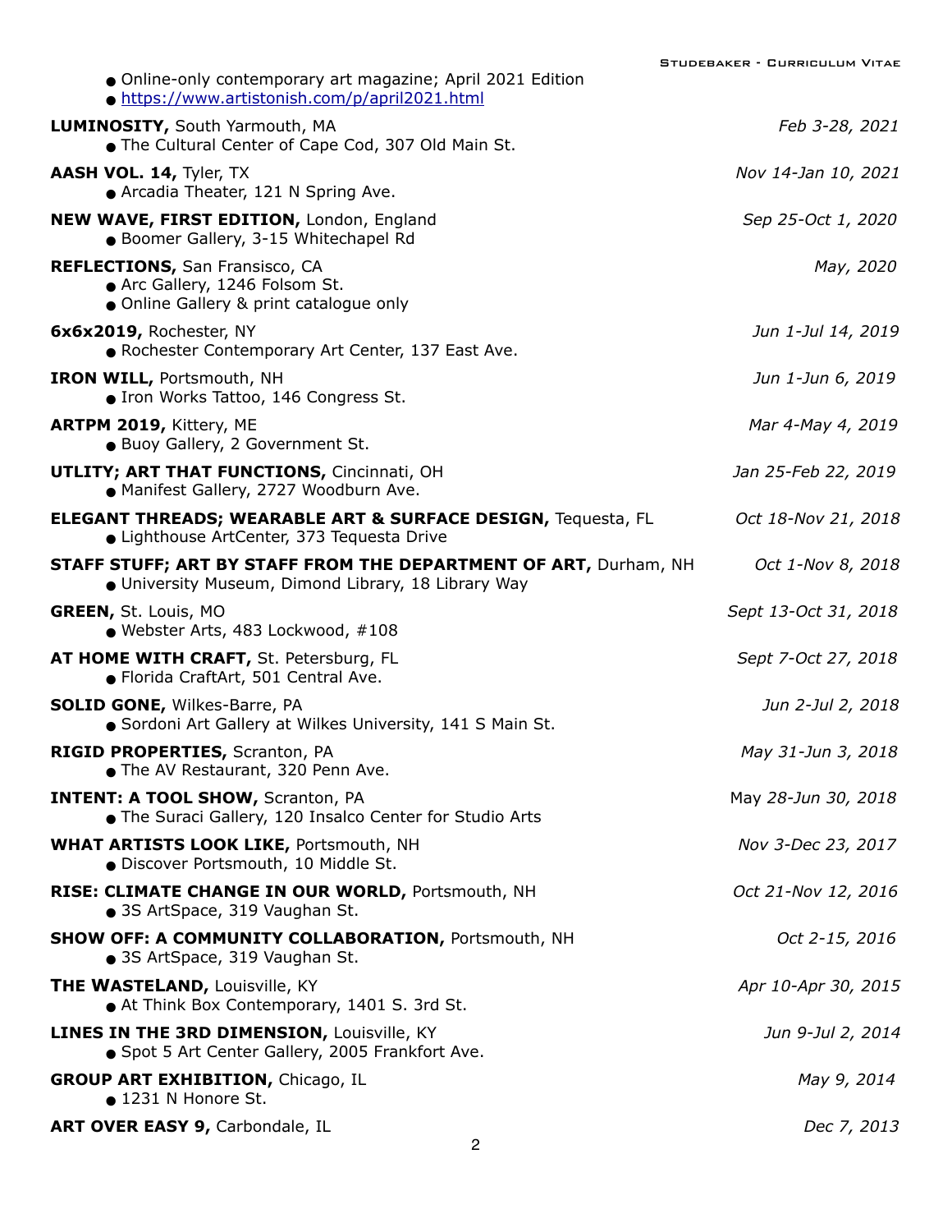- Online-only contemporary art magazine; April 2021 Edition
- https://www.artistonish.com/p/april2021.html

**LUMINOSITY,** South Yarmouth, MA *Feb 3-28, 2021*
- The Cultural Center of Cape Cod, 307 Old Main St.

**AASH VOL. 14,** Tyler, TX *Nov 14-Jan 10, 2021*
- Arcadia Theater, 121 N Spring Ave.

**NEW WAVE, FIRST EDITION,** London, England *Sep 25-Oct 1, 2020*
- Boomer Gallery, 3-15 Whitechapel Rd

**REFLECTIONS,** San Fransisco, CA *May, 2020*
- Arc Gallery, 1246 Folsom St.
- Online Gallery & print catalogue only

**6x6x2019,** Rochester, NY *Jun 1-Jul 14, 2019*
- Rochester Contemporary Art Center, 137 East Ave.

**IRON WILL,** Portsmouth, NH *Jun 1-Jun 6, 2019*
- Iron Works Tattoo, 146 Congress St.

**ARTPM 2019,** Kittery, ME *Mar 4-May 4, 2019*
- Buoy Gallery, 2 Government St.

**UTLITY; ART THAT FUNCTIONS,** Cincinnati, OH *Jan 25-Feb 22, 2019*
- Manifest Gallery, 2727 Woodburn Ave.

**ELEGANT THREADS; WEARABLE ART & SURFACE DESIGN,** Tequesta, FL *Oct 18-Nov 21, 2018*
- Lighthouse ArtCenter, 373 Tequesta Drive

**STAFF STUFF; ART BY STAFF FROM THE DEPARTMENT OF ART,** Durham, NH *Oct 1-Nov 8, 2018*
- University Museum, Dimond Library, 18 Library Way

**GREEN,** St. Louis, MO *Sept 13-Oct 31, 2018*
- Webster Arts, 483 Lockwood, #108

**AT HOME WITH CRAFT,** St. Petersburg, FL *Sept 7-Oct 27, 2018*
- Florida CraftArt, 501 Central Ave.

**SOLID GONE,** Wilkes-Barre, PA *Jun 2-Jul 2, 2018*
- Sordoni Art Gallery at Wilkes University, 141 S Main St.

**RIGID PROPERTIES,** Scranton, PA *May 31-Jun 3, 2018*
- The AV Restaurant, 320 Penn Ave.

**INTENT: A TOOL SHOW,** Scranton, PA May *28-Jun 30, 2018*
- The Suraci Gallery, 120 Insalco Center for Studio Arts

**WHAT ARTISTS LOOK LIKE,** Portsmouth, NH *Nov 3-Dec 23, 2017*
- Discover Portsmouth, 10 Middle St.

**RISE: CLIMATE CHANGE IN OUR WORLD,** Portsmouth, NH *Oct 21-Nov 12, 2016*
- 3S ArtSpace, 319 Vaughan St.

**SHOW OFF: A COMMUNITY COLLABORATION,** Portsmouth, NH *Oct 2-15, 2016*
- 3S ArtSpace, 319 Vaughan St.

**THE WASTELAND,** Louisville, KY *Apr 10-Apr 30, 2015*
- At Think Box Contemporary, 1401 S. 3rd St.

**LINES IN THE 3RD DIMENSION,** Louisville, KY *Jun 9-Jul 2, 2014*
- Spot 5 Art Center Gallery, 2005 Frankfort Ave.

**GROUP ART EXHIBITION,** Chicago, IL *May 9, 2014*
- 1231 N Honore St.

**ART OVER EASY 9,** Carbondale, IL *Dec 7, 2013*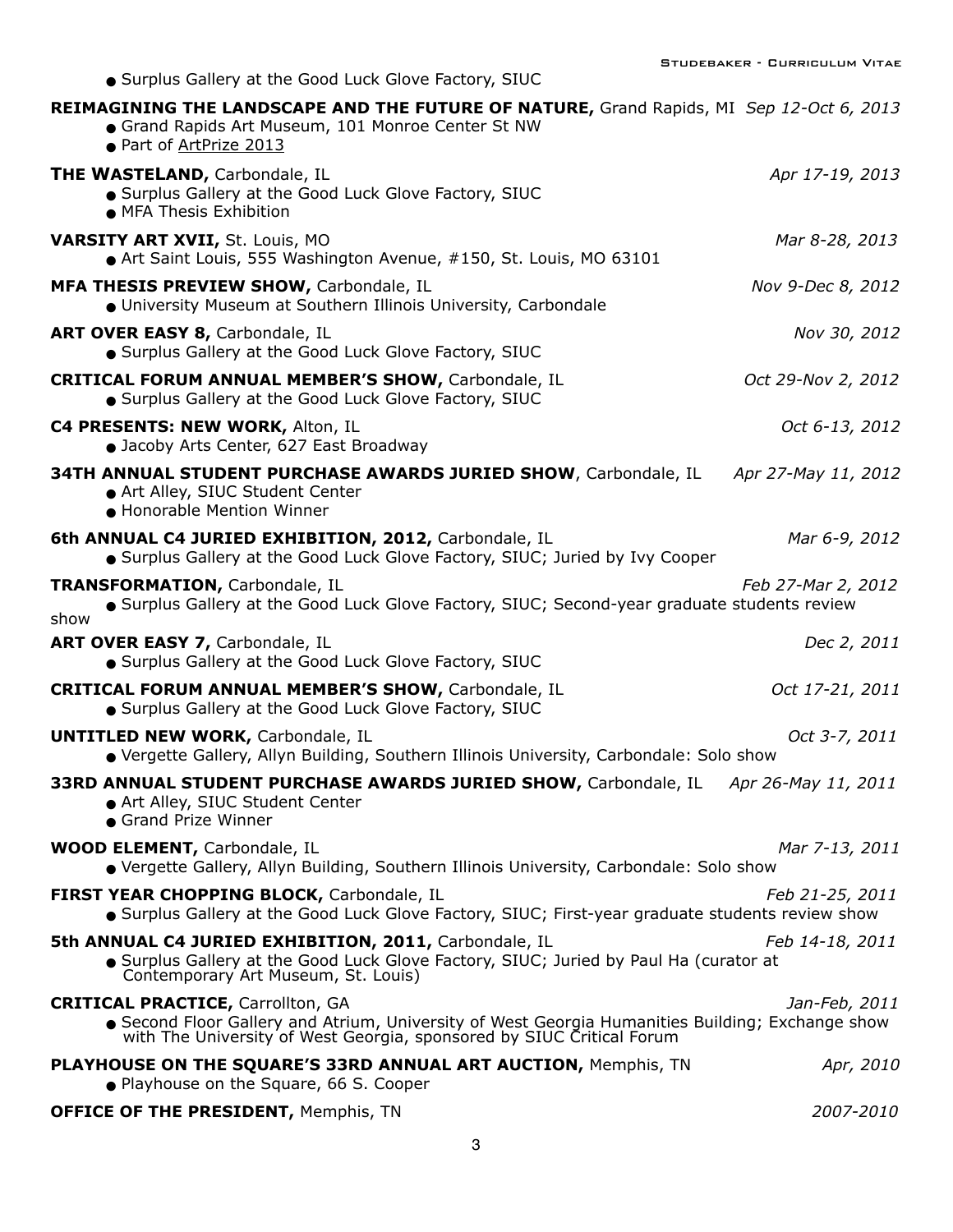- Surplus Gallery at the Good Luck Glove Factory, SIUC

**REIMAGINING THE LANDSCAPE AND THE FUTURE OF NATURE,** Grand Rapids, MI *Sep 12-Oct 6, 2013*
- Grand Rapids Art Museum, 101 Monroe Center St NW
- Part of ArtPrize 2013

**THE WASTELAND,** Carbondale, IL *Apr 17-19, 2013*
- Surplus Gallery at the Good Luck Glove Factory, SIUC
- MFA Thesis Exhibition

**VARSITY ART XVII,** St. Louis, MO *Mar 8-28, 2013*
- Art Saint Louis, 555 Washington Avenue, #150, St. Louis, MO 63101

**MFA THESIS PREVIEW SHOW,** Carbondale, IL *Nov 9-Dec 8, 2012*
- University Museum at Southern Illinois University, Carbondale

**ART OVER EASY 8,** Carbondale, IL *Nov 30, 2012*
- Surplus Gallery at the Good Luck Glove Factory, SIUC

**CRITICAL FORUM ANNUAL MEMBER'S SHOW,** Carbondale, IL *Oct 29-Nov 2, 2012*
- Surplus Gallery at the Good Luck Glove Factory, SIUC

**C4 PRESENTS: NEW WORK,** Alton, IL *Oct 6-13, 2012*
- Jacoby Arts Center, 627 East Broadway

**34TH ANNUAL STUDENT PURCHASE AWARDS JURIED SHOW**, Carbondale, IL *Apr 27-May 11, 2012*
- Art Alley, SIUC Student Center
- Honorable Mention Winner

**6th ANNUAL C4 JURIED EXHIBITION, 2012,** Carbondale, IL *Mar 6-9, 2012*
- Surplus Gallery at the Good Luck Glove Factory, SIUC; Juried by Ivy Cooper

**TRANSFORMATION,** Carbondale, IL *Feb 27-Mar 2, 2012*
- Surplus Gallery at the Good Luck Glove Factory, SIUC; Second-year graduate students review show

**ART OVER EASY 7,** Carbondale, IL *Dec 2, 2011*
- Surplus Gallery at the Good Luck Glove Factory, SIUC

**CRITICAL FORUM ANNUAL MEMBER'S SHOW,** Carbondale, IL *Oct 17-21, 2011*
- Surplus Gallery at the Good Luck Glove Factory, SIUC

**UNTITLED NEW WORK,** Carbondale, IL *Oct 3-7, 2011*
- Vergette Gallery, Allyn Building, Southern Illinois University, Carbondale: Solo show

**33RD ANNUAL STUDENT PURCHASE AWARDS JURIED SHOW,** Carbondale, IL *Apr 26-May 11, 2011*
- Art Alley, SIUC Student Center
- Grand Prize Winner

**WOOD ELEMENT,** Carbondale, IL *Mar 7-13, 2011*
- Vergette Gallery, Allyn Building, Southern Illinois University, Carbondale: Solo show

**FIRST YEAR CHOPPING BLOCK,** Carbondale, IL *Feb 21-25, 2011*
- Surplus Gallery at the Good Luck Glove Factory, SIUC; First-year graduate students review show

**5th ANNUAL C4 JURIED EXHIBITION, 2011,** Carbondale, IL *Feb 14-18, 2011*
- Surplus Gallery at the Good Luck Glove Factory, SIUC; Juried by Paul Ha (curator at Contemporary Art Museum, St. Louis)

**CRITICAL PRACTICE,** Carrollton, GA *Jan-Feb, 2011*
- Second Floor Gallery and Atrium, University of West Georgia Humanities Building; Exchange show with The University of West Georgia, sponsored by SIUC Critical Forum

**PLAYHOUSE ON THE SQUARE'S 33RD ANNUAL ART AUCTION,** Memphis, TN *Apr, 2010*
- Playhouse on the Square, 66 S. Cooper

**OFFICE OF THE PRESIDENT,** Memphis, TN *2007-2010*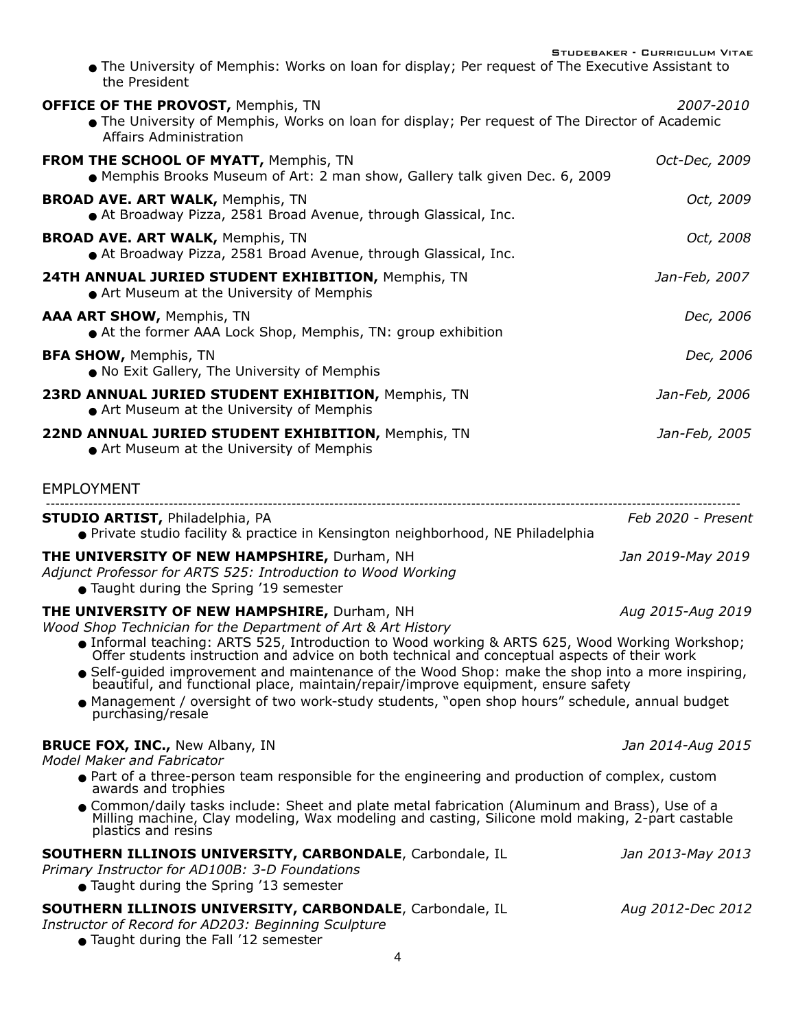- The University of Memphis: Works on loan for display; Per request of The Executive Assistant to the President

**OFFICE OF THE PROVOST,** Memphis, TN *2007-2010*
- The University of Memphis, Works on loan for display; Per request of The Director of Academic Affairs Administration

**FROM THE SCHOOL OF MYATT,** Memphis, TN *Oct-Dec, 2009*
- Memphis Brooks Museum of Art: 2 man show, Gallery talk given Dec. 6, 2009

**BROAD AVE. ART WALK,** Memphis, TN *Oct, 2009*
- At Broadway Pizza, 2581 Broad Avenue, through Glassical, Inc.

**BROAD AVE. ART WALK,** Memphis, TN *Oct, 2008*
- At Broadway Pizza, 2581 Broad Avenue, through Glassical, Inc.

**24TH ANNUAL JURIED STUDENT EXHIBITION,** Memphis, TN *Jan-Feb, 2007*
- Art Museum at the University of Memphis

**AAA ART SHOW,** Memphis, TN *Dec, 2006*
- At the former AAA Lock Shop, Memphis, TN: group exhibition

**BFA SHOW,** Memphis, TN *Dec, 2006*
- No Exit Gallery, The University of Memphis

**23RD ANNUAL JURIED STUDENT EXHIBITION,** Memphis, TN *Jan-Feb, 2006*
- Art Museum at the University of Memphis

**22ND ANNUAL JURIED STUDENT EXHIBITION,** Memphis, TN *Jan-Feb, 2005*
- Art Museum at the University of Memphis

## EMPLOYMENT

**STUDIO ARTIST,** Philadelphia, PA *Feb 2020 - Present*
- Private studio facility & practice in Kensington neighborhood, NE Philadelphia

**THE UNIVERSITY OF NEW HAMPSHIRE,** Durham, NH *Jan 2019-May 2019*
*Adjunct Professor for ARTS 525: Introduction to Wood Working*
- Taught during the Spring '19 semester

**THE UNIVERSITY OF NEW HAMPSHIRE,** Durham, NH *Aug 2015-Aug 2019*
*Wood Shop Technician for the Department of Art & Art History*
- Informal teaching: ARTS 525, Introduction to Wood working & ARTS 625, Wood Working Workshop; Offer students instruction and advice on both technical and conceptual aspects of their work
- Self-guided improvement and maintenance of the Wood Shop: make the shop into a more inspiring, beautiful, and functional place, maintain/repair/improve equipment, ensure safety
- Management / oversight of two work-study students, "open shop hours" schedule, annual budget purchasing/resale

**BRUCE FOX, INC.,** New Albany, IN *Jan 2014-Aug 2015*
*Model Maker and Fabricator*
- Part of a three-person team responsible for the engineering and production of complex, custom awards and trophies
- Common/daily tasks include: Sheet and plate metal fabrication (Aluminum and Brass), Use of a Milling machine, Clay modeling, Wax modeling and casting, Silicone mold making, 2-part castable plastics and resins

**SOUTHERN ILLINOIS UNIVERSITY, CARBONDALE**, Carbondale, IL *Jan 2013-May 2013*
*Primary Instructor for AD100B: 3-D Foundations*
- Taught during the Spring '13 semester

**SOUTHERN ILLINOIS UNIVERSITY, CARBONDALE**, Carbondale, IL *Aug 2012-Dec 2012*
*Instructor of Record for AD203: Beginning Sculpture*
- Taught during the Fall '12 semester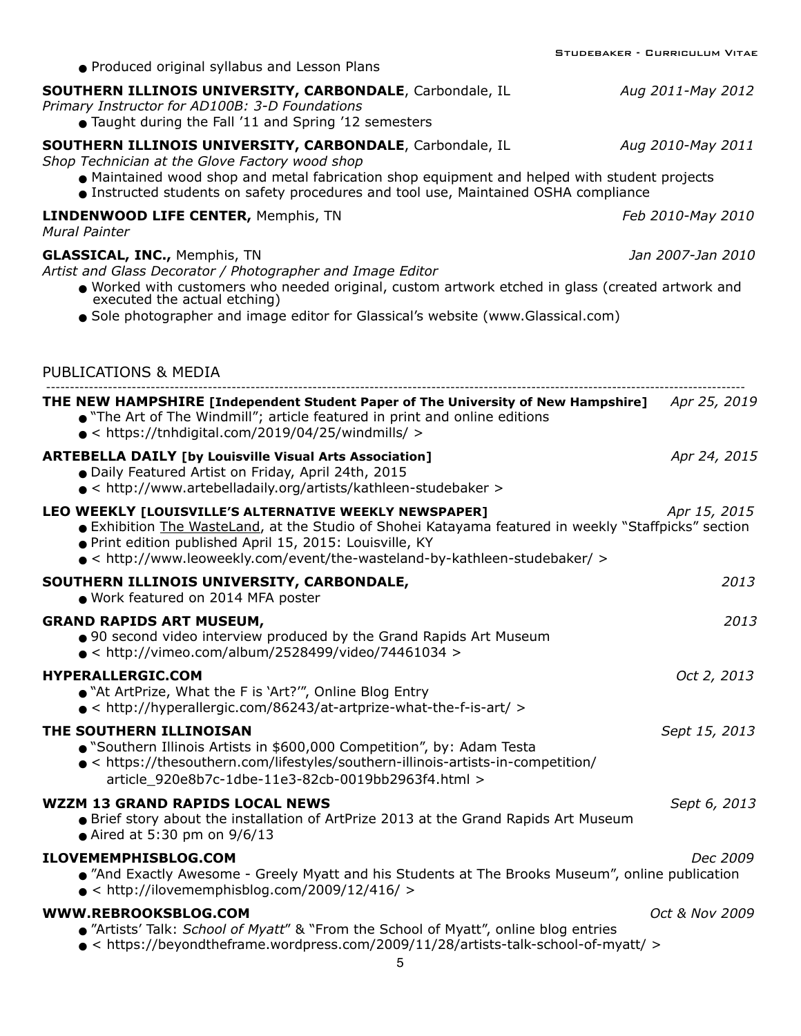- Produced original syllabus and Lesson Plans

**SOUTHERN ILLINOIS UNIVERSITY, CARBONDALE**, Carbondale, IL *Aug 2011-May 2012*
*Primary Instructor for AD100B: 3-D Foundations*

- Taught during the Fall '11 and Spring '12 semesters

**SOUTHERN ILLINOIS UNIVERSITY, CARBONDALE**, Carbondale, IL *Aug 2010-May 2011*
*Shop Technician at the Glove Factory wood shop*

- Maintained wood shop and metal fabrication shop equipment and helped with student projects
- Instructed students on safety procedures and tool use, Maintained OSHA compliance

**LINDENWOOD LIFE CENTER,** Memphis, TN *Feb 2010-May 2010*
*Mural Painter*

**GLASSICAL, INC.,** Memphis, TN *Jan 2007-Jan 2010*
*Artist and Glass Decorator / Photographer and Image Editor*

- Worked with customers who needed original, custom artwork etched in glass (created artwork and executed the actual etching)
- Sole photographer and image editor for Glassical's website (www.Glassical.com)

## PUBLICATIONS & MEDIA

**THE NEW HAMPSHIRE [Independent Student Paper of The University of New Hampshire]** *Apr 25, 2019*

- "The Art of The Windmill"; article featured in print and online editions
- < https://tnhdigital.com/2019/04/25/windmills/ >

**ARTEBELLA DAILY [by Louisville Visual Arts Association]** *Apr 24, 2015*

- Daily Featured Artist on Friday, April 24th, 2015
- < http://www.artebelladaily.org/artists/kathleen-studebaker >

**LEO WEEKLY [LOUISVILLE'S ALTERNATIVE WEEKLY NEWSPAPER]** *Apr 15, 2015*

- Exhibition The WasteLand, at the Studio of Shohei Katayama featured in weekly "Staffpicks" section
- Print edition published April 15, 2015: Louisville, KY
- < http://www.leoweekly.com/event/the-wasteland-by-kathleen-studebaker/ >

**SOUTHERN ILLINOIS UNIVERSITY, CARBONDALE,** *2013*

- Work featured on 2014 MFA poster

**GRAND RAPIDS ART MUSEUM,** *2013*

- 90 second video interview produced by the Grand Rapids Art Museum
- < http://vimeo.com/album/2528499/video/74461034 >

**HYPERALLERGIC.COM** *Oct 2, 2013*

- "At ArtPrize, What the F is 'Art?'", Online Blog Entry
- < http://hyperallergic.com/86243/at-artprize-what-the-f-is-art/ >

**THE SOUTHERN ILLINOISAN** *Sept 15, 2013*

- "Southern Illinois Artists in $600,000 Competition", by: Adam Testa
- < https://thesouthern.com/lifestyles/southern-illinois-artists-in-competition/article_920e8b7c-1dbe-11e3-82cb-0019bb2963f4.html >

**WZZM 13 GRAND RAPIDS LOCAL NEWS** *Sept 6, 2013*

- Brief story about the installation of ArtPrize 2013 at the Grand Rapids Art Museum
- Aired at 5:30 pm on 9/6/13

**ILOVEMEMPHISBLOG.COM** *Dec 2009*

- "And Exactly Awesome - Greely Myatt and his Students at The Brooks Museum", online publication
- < http://ilovememphisblog.com/2009/12/416/ >

**WWW.REBROOKSBLOG.COM** *Oct & Nov 2009*

- "Artists' Talk: *School of Myatt*" & "From the School of Myatt", online blog entries
- < https://beyondtheframe.wordpress.com/2009/11/28/artists-talk-school-of-myatt/ >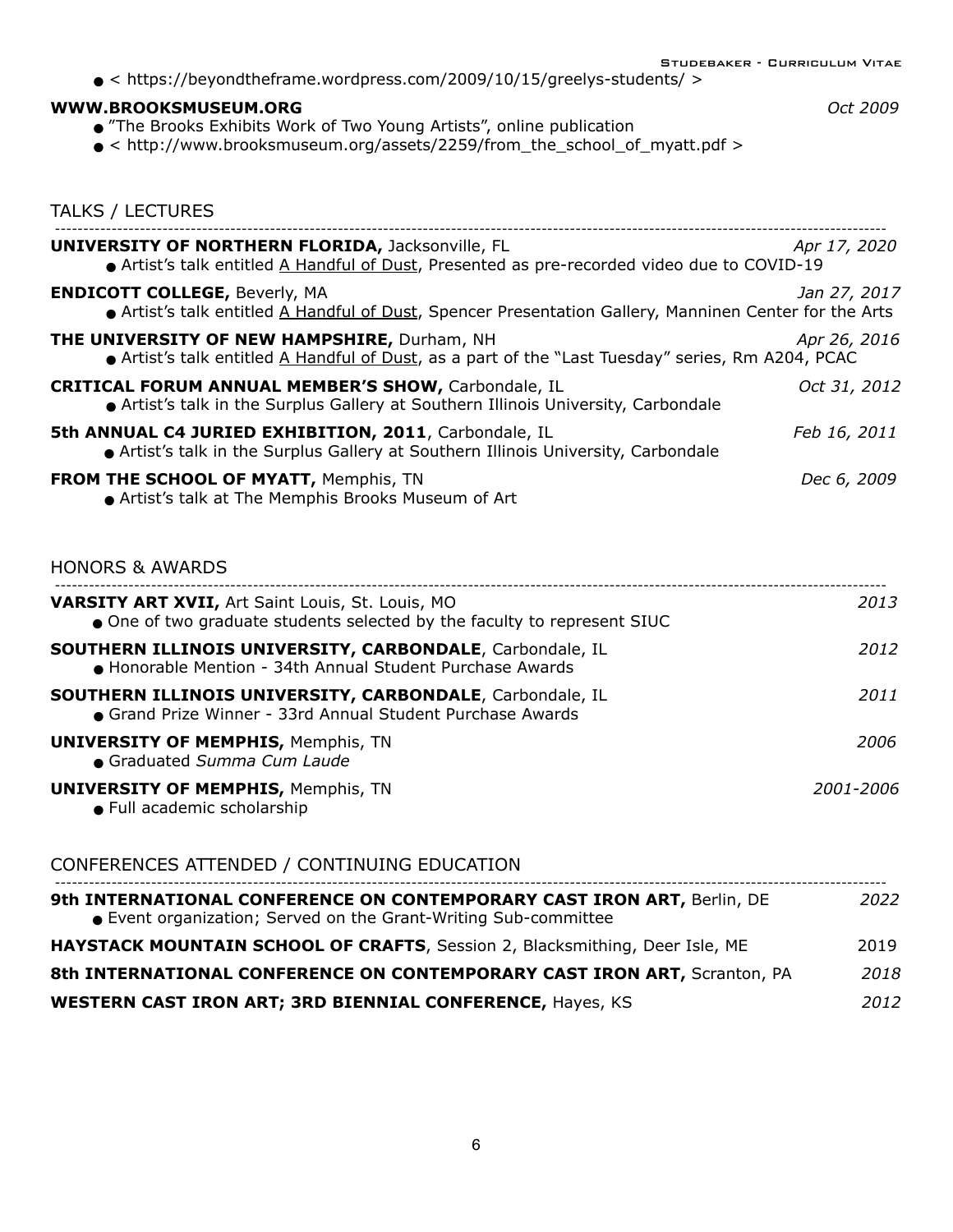- < https://beyondtheframe.wordpress.com/2009/10/15/greelys-students/ >

**WWW.BROOKSMUSEUM.ORG** *Oct 2009*

- "The Brooks Exhibits Work of Two Young Artists", online publication
- < http://www.brooksmuseum.org/assets/2259/from_the_school_of_myatt.pdf >

## TALKS / LECTURES

**UNIVERSITY OF NORTHERN FLORIDA,** Jacksonville, FL *Apr 17, 2020*

- Artist's talk entitled A Handful of Dust, Presented as pre-recorded video due to COVID-19

**ENDICOTT COLLEGE,** Beverly, MA *Jan 27, 2017*

- Artist's talk entitled A Handful of Dust, Spencer Presentation Gallery, Manninen Center for the Arts

**THE UNIVERSITY OF NEW HAMPSHIRE,** Durham, NH *Apr 26, 2016*

- Artist's talk entitled A Handful of Dust, as a part of the "Last Tuesday" series, Rm A204, PCAC

**CRITICAL FORUM ANNUAL MEMBER'S SHOW,** Carbondale, IL *Oct 31, 2012*

- Artist's talk in the Surplus Gallery at Southern Illinois University, Carbondale

**5th ANNUAL C4 JURIED EXHIBITION, 2011**, Carbondale, IL *Feb 16, 2011*

- Artist's talk in the Surplus Gallery at Southern Illinois University, Carbondale

**FROM THE SCHOOL OF MYATT,** Memphis, TN *Dec 6, 2009*

- Artist's talk at The Memphis Brooks Museum of Art

## HONORS & AWARDS

**VARSITY ART XVII,** Art Saint Louis, St. Louis, MO *2013*

- One of two graduate students selected by the faculty to represent SIUC

**SOUTHERN ILLINOIS UNIVERSITY, CARBONDALE**, Carbondale, IL *2012*

- Honorable Mention - 34th Annual Student Purchase Awards

**SOUTHERN ILLINOIS UNIVERSITY, CARBONDALE**, Carbondale, IL *2011*

- Grand Prize Winner - 33rd Annual Student Purchase Awards

**UNIVERSITY OF MEMPHIS,** Memphis, TN *2006*

- Graduated *Summa Cum Laude*

**UNIVERSITY OF MEMPHIS,** Memphis, TN *2001-2006*

- Full academic scholarship

## CONFERENCES ATTENDED / CONTINUING EDUCATION

**9th INTERNATIONAL CONFERENCE ON CONTEMPORARY CAST IRON ART,** Berlin, DE *2022*

- Event organization; Served on the Grant-Writing Sub-committee

**HAYSTACK MOUNTAIN SCHOOL OF CRAFTS**, Session 2, Blacksmithing, Deer Isle, ME 2019

**8th INTERNATIONAL CONFERENCE ON CONTEMPORARY CAST IRON ART,** Scranton, PA *2018*

**WESTERN CAST IRON ART; 3RD BIENNIAL CONFERENCE,** Hayes, KS *2012*